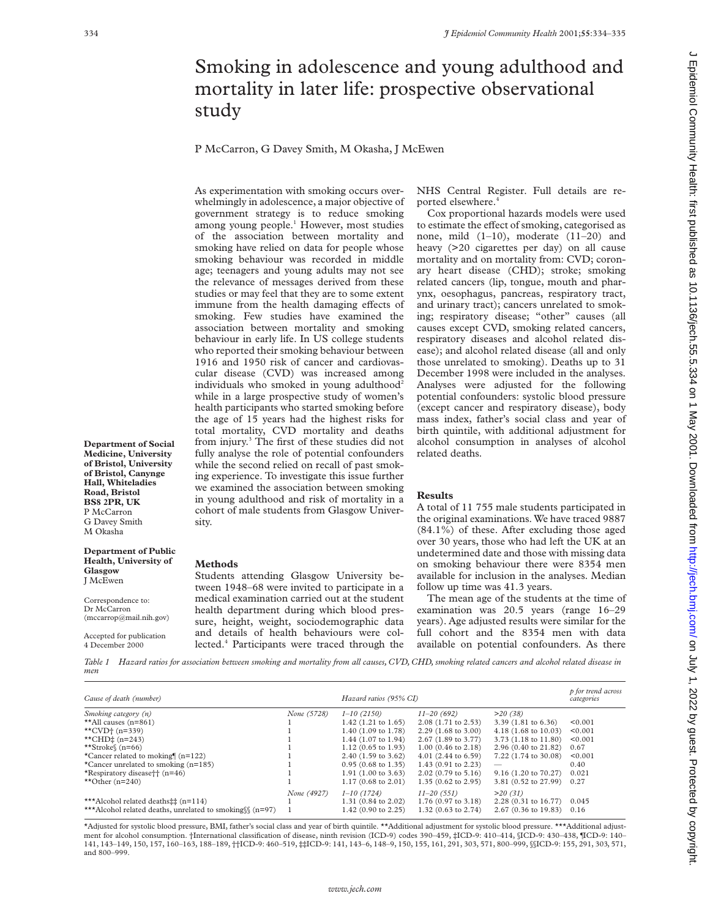# Smoking in adolescence and young adulthood and mortality in later life: prospective observational study

P McCarron, G Davey Smith, M Okasha, J McEwen

**Department of Social Medicine, University of Bristol, University of Bristol, Canynge Hall, Whiteladies Road, Bristol BS8 2PR, UK**
P McCarron
G Davey Smith
M Okasha

**Department of Public Health, University of Glasgow**
J McEwen

Correspondence to: Dr McCarron (mccarrop@mail.nih.gov)

Accepted for publication 4 December 2000

As experimentation with smoking occurs overwhelmingly in adolescence, a major objective of government strategy is to reduce smoking among young people.[1] However, most studies of the association between mortality and smoking have relied on data for people whose smoking behaviour was recorded in middle age; teenagers and young adults may not see the relevance of messages derived from these studies or may feel that they are to some extent immune from the health damaging effects of smoking. Few studies have examined the association between mortality and smoking behaviour in early life. In US college students who reported their smoking behaviour between 1916 and 1950 risk of cancer and cardiovascular disease (CVD) was increased among individuals who smoked in young adulthood[2] while in a large prospective study of women's health participants who started smoking before the age of 15 years had the highest risks for total mortality, CVD mortality and deaths from injury.[3] The first of these studies did not fully analyse the role of potential confounders while the second relied on recall of past smoking experience. To investigate this issue further we examined the association between smoking in young adulthood and risk of mortality in a cohort of male students from Glasgow University.

## Methods

Students attending Glasgow University between 1948–68 were invited to participate in a medical examination carried out at the student health department during which blood pressure, height, weight, sociodemographic data and details of health behaviours were collected.[4] Participants were traced through the NHS Central Register. Full details are reported elsewhere.[4]

Cox proportional hazards models were used to estimate the effect of smoking, categorised as none, mild (1–10), moderate (11–20) and heavy (>20 cigarettes per day) on all cause mortality and on mortality from: CVD; coronary heart disease (CHD); stroke; smoking related cancers (lip, tongue, mouth and pharynx, oesophagus, pancreas, respiratory tract, and urinary tract); cancers unrelated to smoking; respiratory disease; "other" causes (all causes except CVD, smoking related cancers, respiratory diseases and alcohol related disease); and alcohol related disease (all and only those unrelated to smoking). Deaths up to 31 December 1998 were included in the analyses. Analyses were adjusted for the following potential confounders: systolic blood pressure (except cancer and respiratory disease), body mass index, father's social class and year of birth quintile, with additional adjustment for alcohol consumption in analyses of alcohol related deaths.

## Results

A total of 11 755 male students participated in the original examinations. We have traced 9887 (84.1%) of these. After excluding those aged over 30 years, those who had left the UK at an undetermined date and those with missing data on smoking behaviour there were 8354 men available for inclusion in the analyses. Median follow up time was 41.3 years.

The mean age of the students at the time of examination was 20.5 years (range 16–29 years). Age adjusted results were similar for the full cohort and the 8354 men with data available on potential confounders. As there

*Table 1 Hazard ratios for association between smoking and mortality from all causes, CVD, CHD, smoking related cancers and alcohol related disease in men*

| *Cause of death (number)* | *Hazard ratios (95% CI)* | | | | *p for trend across categories* |
|---|---|---|---|---|---|
| *Smoking category (n)* | *None (5728)* | *1–10 (2150)* | *11–20 (692)* | *>20 (38)* | |
| **All causes (n=861) | 1 | 1.42 (1.21 to 1.65) | 2.08 (1.71 to 2.53) | 3.39 (1.81 to 6.36) | <0.001 |
| **CVD† (n=339) | 1 | 1.40 (1.09 to 1.78) | 2.29 (1.68 to 3.00) | 4.18 (1.68 to 10.03) | <0.001 |
| **CHD‡ (n=243) | 1 | 1.44 (1.07 to 1.94) | 2.67 (1.89 to 3.77) | 3.73 (1.18 to 11.80) | <0.001 |
| **Stroke§ (n=66) | 1 | 1.12 (0.65 to 1.93) | 1.00 (0.46 to 2.18) | 2.96 (0.40 to 21.82) | 0.67 |
| *Cancer related to moking¶ (n=122) | 1 | 2.40 (1.59 to 3.62) | 4.01 (2.44 to 6.59) | 7.22 (1.74 to 30.08) | <0.001 |
| *Cancer unrelated to smoking (n=185) | 1 | 0.95 (0.68 to 1.35) | 1.43 (0.91 to 2.23) | — | 0.40 |
| *Respiratory disease†† (n=46) | 1 | 1.91 (1.00 to 3.63) | 2.02 (0.79 to 5.16) | 9.16 (1.20 to 70.27) | 0.021 |
| **Other (n=240) | 1 | 1.17 (0.68 to 2.01) | 1.35 (0.62 to 2.95) | 3.81 (0.52 to 27.99) | 0.27 |
| | *None (4927)* | *1–10 (1724)* | *11–20 (551)* | *>20 (31)* | |
| ***Alcohol related deaths‡‡ (n=114) | 1 | 1.31 (0.84 to 2.02) | 1.76 (0.97 to 3.18) | 2.28 (0.31 to 16.77) | 0.045 |
| ***Alcohol related deaths, unrelated to smoking§§ (n=97) | 1 | 1.42 (0.90 to 2.25) | 1.32 (0.63 to 2.74) | 2.67 (0.36 to 19.83) | 0.16 |

*Adjusted for systolic blood pressure, BMI, father's social class and year of birth quintile. **Additional adjustment for systolic blood pressure. ***Additional adjustment for alcohol consumption. †International classification of disease, ninth revision (ICD-9) codes 390–459, ‡ICD-9: 410–414, §ICD-9: 430–438, ¶ICD-9: 140–141, 143–149, 150, 157, 160–163, 188–189, ††ICD-9: 460–519, ‡‡ICD-9: 141, 143–6, 148–9, 150, 155, 161, 291, 303, 571, 800–999, §§ICD-9: 155, 291, 303, 571, and 800–999.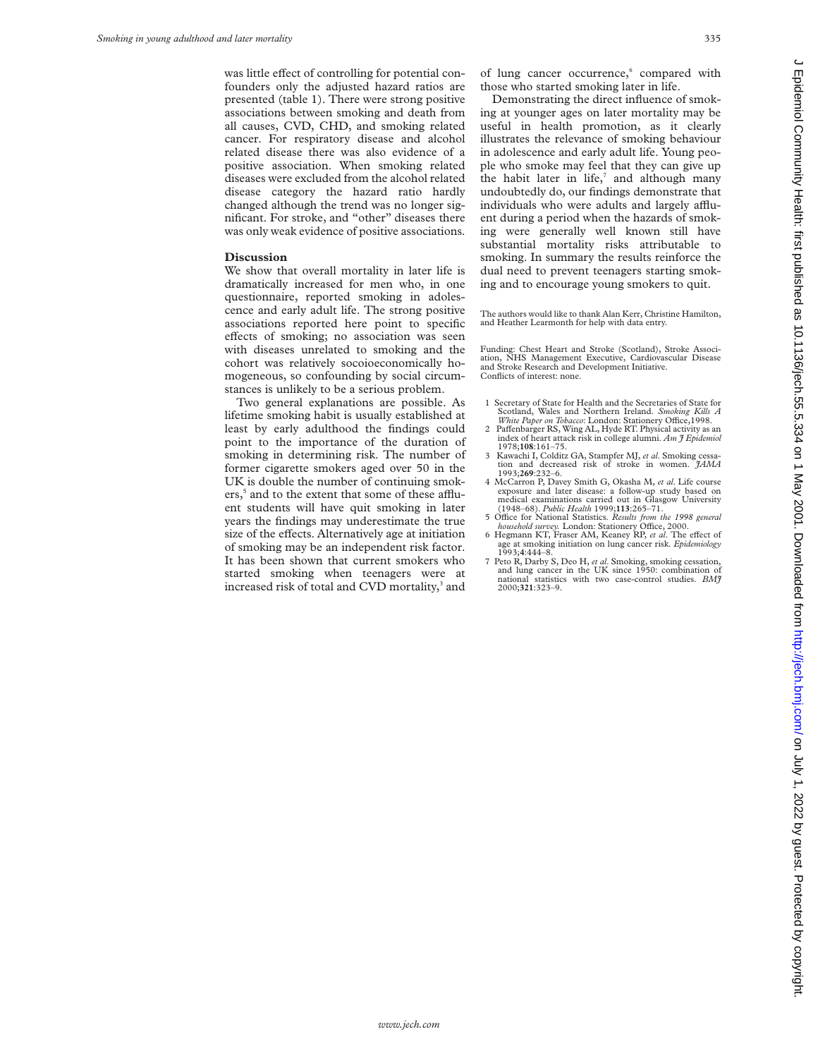was little effect of controlling for potential confounders only the adjusted hazard ratios are presented (table 1). There were strong positive associations between smoking and death from all causes, CVD, CHD, and smoking related cancer. For respiratory disease and alcohol related disease there was also evidence of a positive association. When smoking related diseases were excluded from the alcohol related disease category the hazard ratio hardly changed although the trend was no longer significant. For stroke, and "other" diseases there was only weak evidence of positive associations.

## Discussion

We show that overall mortality in later life is dramatically increased for men who, in one questionnaire, reported smoking in adolescence and early adult life. The strong positive associations reported here point to specific effects of smoking; no association was seen with diseases unrelated to smoking and the cohort was relatively socoioeconomically homogeneous, so confounding by social circumstances is unlikely to be a serious problem.

Two general explanations are possible. As lifetime smoking habit is usually established at least by early adulthood the findings could point to the importance of the duration of smoking in determining risk. The number of former cigarette smokers aged over 50 in the UK is double the number of continuing smokers,[5] and to the extent that some of these affluent students will have quit smoking in later years the findings may underestimate the true size of the effects. Alternatively age at initiation of smoking may be an independent risk factor. It has been shown that current smokers who started smoking when teenagers were at increased risk of total and CVD mortality,[3] and of lung cancer occurrence,[6] compared with those who started smoking later in life.

Demonstrating the direct influence of smoking at younger ages on later mortality may be useful in health promotion, as it clearly illustrates the relevance of smoking behaviour in adolescence and early adult life. Young people who smoke may feel that they can give up the habit later in life,[7] and although many undoubtedly do, our findings demonstrate that individuals who were adults and largely affluent during a period when the hazards of smoking were generally well known still have substantial mortality risks attributable to smoking. In summary the results reinforce the dual need to prevent teenagers starting smoking and to encourage young smokers to quit.

The authors would like to thank Alan Kerr, Christine Hamilton, and Heather Learmonth for help with data entry.

Funding: Chest Heart and Stroke (Scotland), Stroke Association, NHS Management Executive, Cardiovascular Disease and Stroke Research and Development Initiative.
Conflicts of interest: none.

1. Secretary of State for Health and the Secretaries of State for Scotland, Wales and Northern Ireland. *Smoking Kills A White Paper on Tobacco*: London: Stationery Office,1998.
2. Paffenbarger RS, Wing AL, Hyde RT. Physical activity as an index of heart attack risk in college alumni. *Am J Epidemiol* 1978;**108**:161–75.
3. Kawachi I, Colditz GA, Stampfer MJ, *et al*. Smoking cessation and decreased risk of stroke in women. *JAMA* 1993;**269**:232–6.
4. McCarron P, Davey Smith G, Okasha M, *et al*. Life course exposure and later disease: a follow-up study based on medical examinations carried out in Glasgow University (1948–68). *Public Health* 1999;**113**:265–71.
5. Office for National Statistics. *Results from the 1998 general household survey.* London: Stationery Office, 2000.
6. Hegmann KT, Fraser AM, Keaney RP, *et al*. The effect of age at smoking initiation on lung cancer risk. *Epidemiology* 1993;**4**:444–8.
7. Peto R, Darby S, Deo H, *et al*. Smoking, smoking cessation, and lung cancer in the UK since 1950: combination of national statistics with two case-control studies. *BMJ* 2000;**321**:323–9.